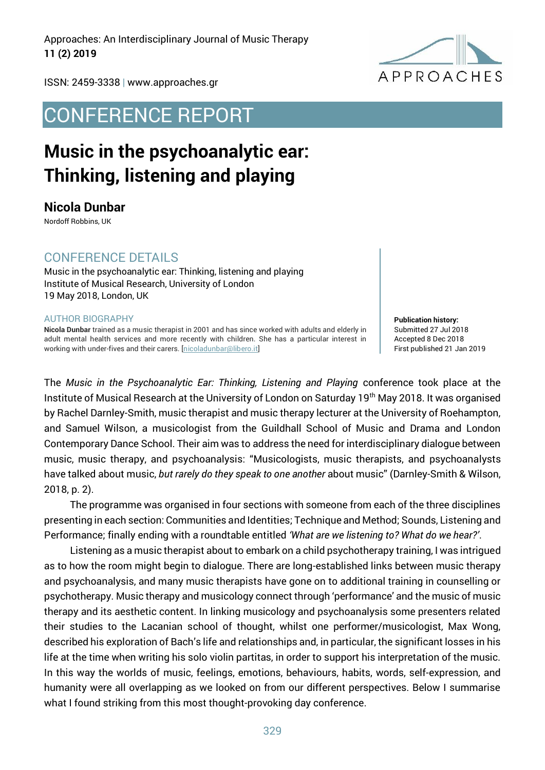CONFERENCE REPORT

# Music in the psychoanalytic ear: Thinking, listening and playing

**Nicola Dunbar**

Nordoff Robbins, UK

## CONFERENCE DETAILS

Music in the psychoanalytic ear: Thinking, listening and playing
Institute of Musical Research, University of London
19 May 2018, London, UK

### AUTHOR BIOGRAPHY

**Nicola Dunbar** trained as a music therapist in 2001 and has since worked with adults and elderly in adult mental health services and more recently with children. She has a particular interest in working with under-fives and their carers. [nicoladunbar@libero.it]

**Publication history:**
Submitted 27 Jul 2018
Accepted 8 Dec 2018
First published 21 Jan 2019

The *Music in the Psychoanalytic Ear: Thinking, Listening and Playing* conference took place at the Institute of Musical Research at the University of London on Saturday 19th May 2018. It was organised by Rachel Darnley-Smith, music therapist and music therapy lecturer at the University of Roehampton, and Samuel Wilson, a musicologist from the Guildhall School of Music and Drama and London Contemporary Dance School. Their aim was to address the need for interdisciplinary dialogue between music, music therapy, and psychoanalysis: "Musicologists, music therapists, and psychoanalysts have talked about music, *but rarely do they speak to one another* about music" (Darnley-Smith & Wilson, 2018, p. 2).

The programme was organised in four sections with someone from each of the three disciplines presenting in each section: Communities and Identities; Technique and Method; Sounds, Listening and Performance; finally ending with a roundtable entitled *'What are we listening to? What do we hear?'*.

Listening as a music therapist about to embark on a child psychotherapy training, I was intrigued as to how the room might begin to dialogue. There are long-established links between music therapy and psychoanalysis, and many music therapists have gone on to additional training in counselling or psychotherapy. Music therapy and musicology connect through 'performance' and the music of music therapy and its aesthetic content. In linking musicology and psychoanalysis some presenters related their studies to the Lacanian school of thought, whilst one performer/musicologist, Max Wong, described his exploration of Bach's life and relationships and, in particular, the significant losses in his life at the time when writing his solo violin partitas, in order to support his interpretation of the music. In this way the worlds of music, feelings, emotions, behaviours, habits, words, self-expression, and humanity were all overlapping as we looked on from our different perspectives. Below I summarise what I found striking from this most thought-provoking day conference.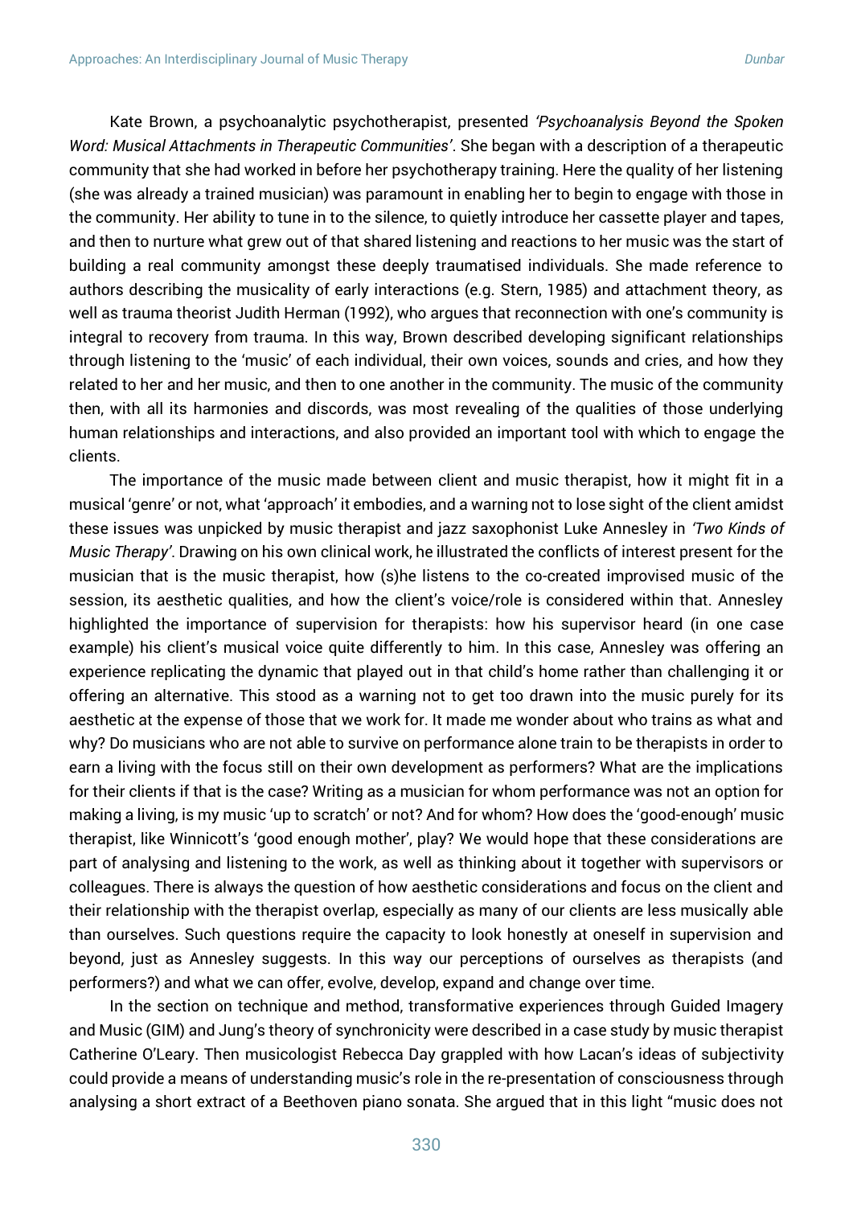Kate Brown, a psychoanalytic psychotherapist, presented *'Psychoanalysis Beyond the Spoken Word: Musical Attachments in Therapeutic Communities'*. She began with a description of a therapeutic community that she had worked in before her psychotherapy training. Here the quality of her listening (she was already a trained musician) was paramount in enabling her to begin to engage with those in the community. Her ability to tune in to the silence, to quietly introduce her cassette player and tapes, and then to nurture what grew out of that shared listening and reactions to her music was the start of building a real community amongst these deeply traumatised individuals. She made reference to authors describing the musicality of early interactions (e.g. Stern, 1985) and attachment theory, as well as trauma theorist Judith Herman (1992), who argues that reconnection with one's community is integral to recovery from trauma. In this way, Brown described developing significant relationships through listening to the 'music' of each individual, their own voices, sounds and cries, and how they related to her and her music, and then to one another in the community. The music of the community then, with all its harmonies and discords, was most revealing of the qualities of those underlying human relationships and interactions, and also provided an important tool with which to engage the clients.

The importance of the music made between client and music therapist, how it might fit in a musical 'genre' or not, what 'approach' it embodies, and a warning not to lose sight of the client amidst these issues was unpicked by music therapist and jazz saxophonist Luke Annesley in *'Two Kinds of Music Therapy'*. Drawing on his own clinical work, he illustrated the conflicts of interest present for the musician that is the music therapist, how (s)he listens to the co-created improvised music of the session, its aesthetic qualities, and how the client's voice/role is considered within that. Annesley highlighted the importance of supervision for therapists: how his supervisor heard (in one case example) his client's musical voice quite differently to him. In this case, Annesley was offering an experience replicating the dynamic that played out in that child's home rather than challenging it or offering an alternative. This stood as a warning not to get too drawn into the music purely for its aesthetic at the expense of those that we work for. It made me wonder about who trains as what and why? Do musicians who are not able to survive on performance alone train to be therapists in order to earn a living with the focus still on their own development as performers? What are the implications for their clients if that is the case? Writing as a musician for whom performance was not an option for making a living, is my music 'up to scratch' or not? And for whom? How does the 'good-enough' music therapist, like Winnicott's 'good enough mother', play? We would hope that these considerations are part of analysing and listening to the work, as well as thinking about it together with supervisors or colleagues. There is always the question of how aesthetic considerations and focus on the client and their relationship with the therapist overlap, especially as many of our clients are less musically able than ourselves. Such questions require the capacity to look honestly at oneself in supervision and beyond, just as Annesley suggests. In this way our perceptions of ourselves as therapists (and performers?) and what we can offer, evolve, develop, expand and change over time.

In the section on technique and method, transformative experiences through Guided Imagery and Music (GIM) and Jung's theory of synchronicity were described in a case study by music therapist Catherine O'Leary. Then musicologist Rebecca Day grappled with how Lacan's ideas of subjectivity could provide a means of understanding music's role in the re-presentation of consciousness through analysing a short extract of a Beethoven piano sonata. She argued that in this light "music does not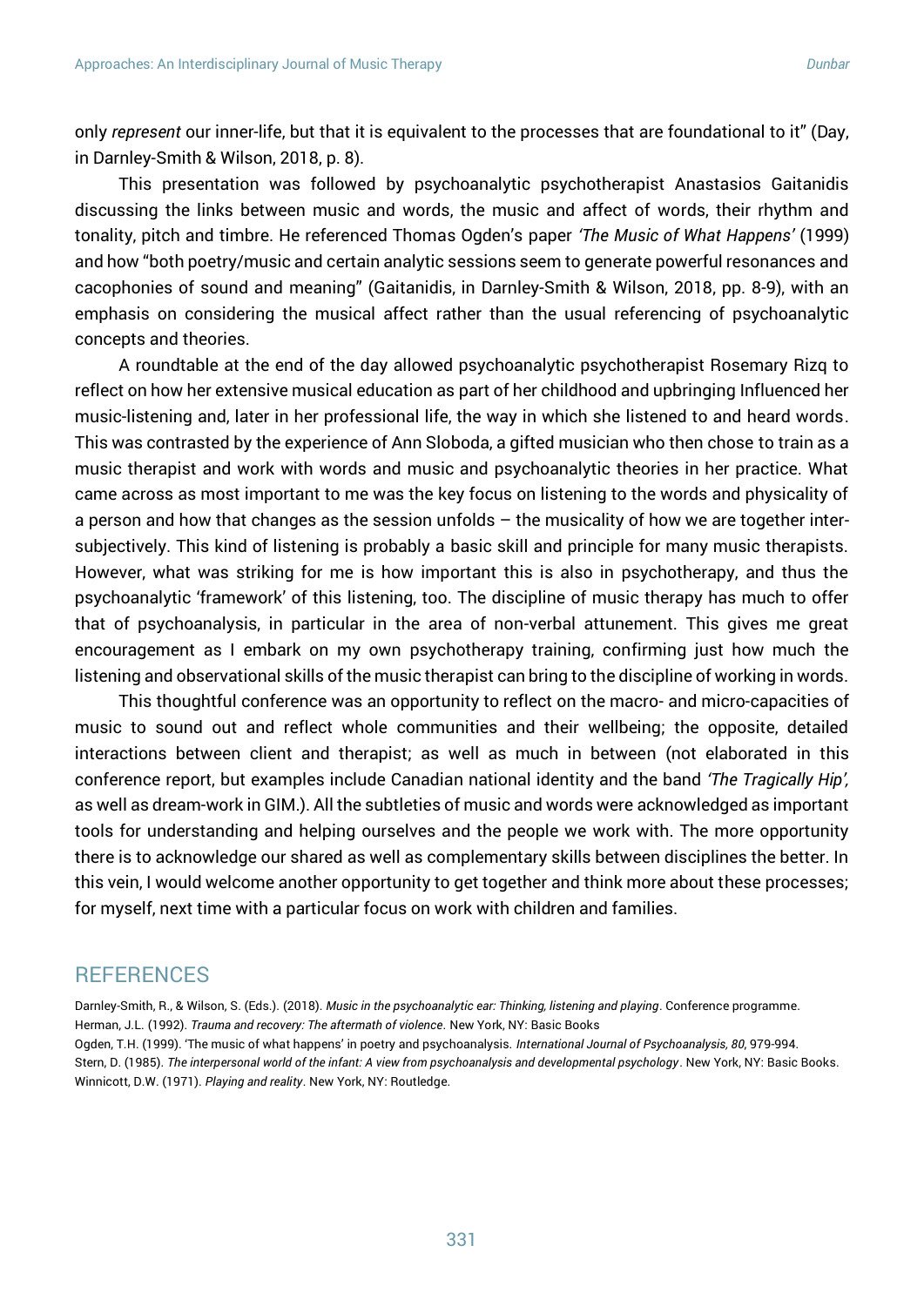only *represent* our inner-life, but that it is equivalent to the processes that are foundational to it" (Day, in Darnley-Smith & Wilson, 2018, p. 8).

This presentation was followed by psychoanalytic psychotherapist Anastasios Gaitanidis discussing the links between music and words, the music and affect of words, their rhythm and tonality, pitch and timbre. He referenced Thomas Ogden's paper *'The Music of What Happens'* (1999) and how "both poetry/music and certain analytic sessions seem to generate powerful resonances and cacophonies of sound and meaning" (Gaitanidis, in Darnley-Smith & Wilson, 2018, pp. 8-9), with an emphasis on considering the musical affect rather than the usual referencing of psychoanalytic concepts and theories.

A roundtable at the end of the day allowed psychoanalytic psychotherapist Rosemary Rizq to reflect on how her extensive musical education as part of her childhood and upbringing Influenced her music-listening and, later in her professional life, the way in which she listened to and heard words. This was contrasted by the experience of Ann Sloboda, a gifted musician who then chose to train as a music therapist and work with words and music and psychoanalytic theories in her practice. What came across as most important to me was the key focus on listening to the words and physicality of a person and how that changes as the session unfolds – the musicality of how we are together inter-subjectively. This kind of listening is probably a basic skill and principle for many music therapists. However, what was striking for me is how important this is also in psychotherapy, and thus the psychoanalytic 'framework' of this listening, too. The discipline of music therapy has much to offer that of psychoanalysis, in particular in the area of non-verbal attunement. This gives me great encouragement as I embark on my own psychotherapy training, confirming just how much the listening and observational skills of the music therapist can bring to the discipline of working in words.

This thoughtful conference was an opportunity to reflect on the macro- and micro-capacities of music to sound out and reflect whole communities and their wellbeing; the opposite, detailed interactions between client and therapist; as well as much in between (not elaborated in this conference report, but examples include Canadian national identity and the band *'The Tragically Hip',* as well as dream-work in GIM.). All the subtleties of music and words were acknowledged as important tools for understanding and helping ourselves and the people we work with. The more opportunity there is to acknowledge our shared as well as complementary skills between disciplines the better. In this vein, I would welcome another opportunity to get together and think more about these processes; for myself, next time with a particular focus on work with children and families.

## REFERENCES

Darnley-Smith, R., & Wilson, S. (Eds.). (2018). *Music in the psychoanalytic ear: Thinking, listening and playing*. Conference programme.

Herman, J.L. (1992). *Trauma and recovery: The aftermath of violence*. New York, NY: Basic Books

Ogden, T.H. (1999). 'The music of what happens' in poetry and psychoanalysis. *International Journal of Psychoanalysis, 80*, 979-994.

Stern, D. (1985). *The interpersonal world of the infant: A view from psychoanalysis and developmental psychology*. New York, NY: Basic Books.

Winnicott, D.W. (1971). *Playing and reality*. New York, NY: Routledge.